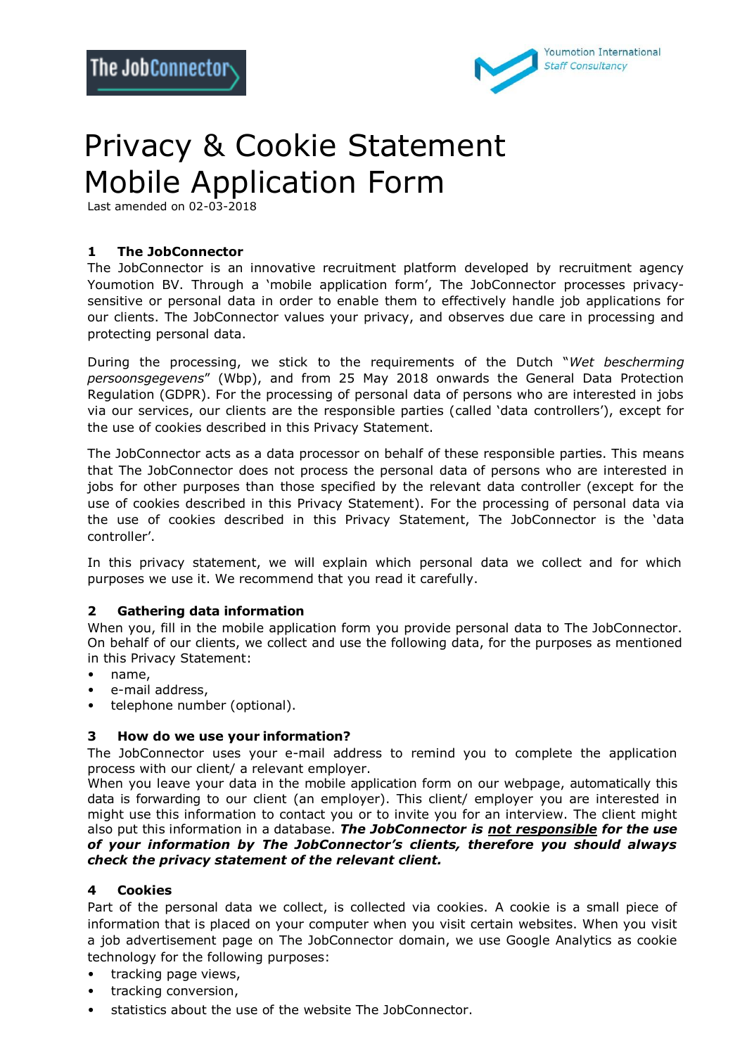# Privacy & Cookie Statement Mobile Application Form

Last amended on 02-03-2018

## 1 The JobConnector

The JobConnector is an innovative recruitment platform developed by recruitment agency Youmotion BV. Through a 'mobile application form', The JobConnector processes privacy-sensitive or personal data in order to enable them to effectively handle job applications for our clients. The JobConnector values your privacy, and observes due care in processing and protecting personal data.

During the processing, we stick to the requirements of the Dutch "*Wet bescherming persoonsgegevens*" (Wbp), and from 25 May 2018 onwards the General Data Protection Regulation (GDPR). For the processing of personal data of persons who are interested in jobs via our services, our clients are the responsible parties (called 'data controllers'), except for the use of cookies described in this Privacy Statement.

The JobConnector acts as a data processor on behalf of these responsible parties. This means that The JobConnector does not process the personal data of persons who are interested in jobs for other purposes than those specified by the relevant data controller (except for the use of cookies described in this Privacy Statement). For the processing of personal data via the use of cookies described in this Privacy Statement, The JobConnector is the 'data controller'.

In this privacy statement, we will explain which personal data we collect and for which purposes we use it. We recommend that you read it carefully.

## 2 Gathering data information

When you, fill in the mobile application form you provide personal data to The JobConnector. On behalf of our clients, we collect and use the following data, for the purposes as mentioned in this Privacy Statement:

- name,
- e-mail address,
- telephone number (optional).

## 3 How do we use your information?

The JobConnector uses your e-mail address to remind you to complete the application process with our client/ a relevant employer.
When you leave your data in the mobile application form on our webpage, automatically this data is forwarding to our client (an employer). This client/ employer you are interested in might use this information to contact you or to invite you for an interview. The client might also put this information in a database. ***The JobConnector is <u>not responsible</u> for the use of your information by The JobConnector's clients, therefore you should always check the privacy statement of the relevant client.***

## 4 Cookies

Part of the personal data we collect, is collected via cookies. A cookie is a small piece of information that is placed on your computer when you visit certain websites. When you visit a job advertisement page on The JobConnector domain, we use Google Analytics as cookie technology for the following purposes:

- tracking page views,
- tracking conversion,
- statistics about the use of the website The JobConnector.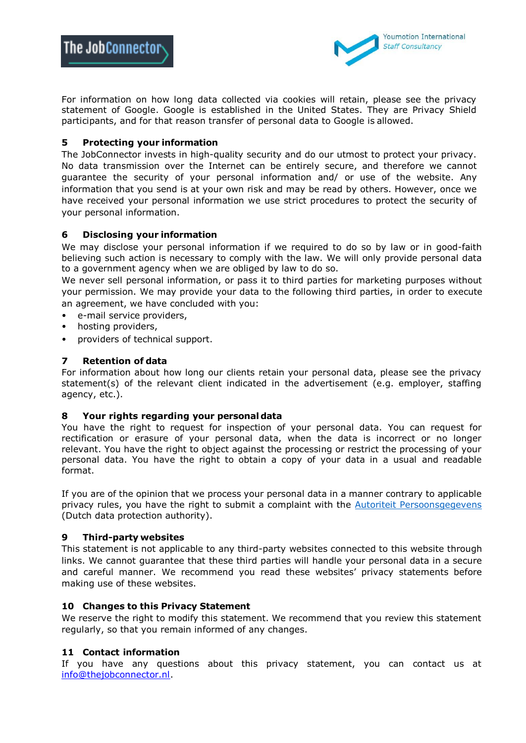For information on how long data collected via cookies will retain, please see the privacy statement of Google. Google is established in the United States. They are Privacy Shield participants, and for that reason transfer of personal data to Google is allowed.

## 5 Protecting your information

The JobConnector invests in high-quality security and do our utmost to protect your privacy. No data transmission over the Internet can be entirely secure, and therefore we cannot guarantee the security of your personal information and/ or use of the website. Any information that you send is at your own risk and may be read by others. However, once we have received your personal information we use strict procedures to protect the security of your personal information.

## 6 Disclosing your information

We may disclose your personal information if we required to do so by law or in good-faith believing such action is necessary to comply with the law. We will only provide personal data to a government agency when we are obliged by law to do so.
We never sell personal information, or pass it to third parties for marketing purposes without your permission. We may provide your data to the following third parties, in order to execute an agreement, we have concluded with you:

- e-mail service providers,
- hosting providers,
- providers of technical support.

## 7 Retention of data

For information about how long our clients retain your personal data, please see the privacy statement(s) of the relevant client indicated in the advertisement (e.g. employer, staffing agency, etc.).

## 8 Your rights regarding your personal data

You have the right to request for inspection of your personal data. You can request for rectification or erasure of your personal data, when the data is incorrect or no longer relevant. You have the right to object against the processing or restrict the processing of your personal data. You have the right to obtain a copy of your data in a usual and readable format.

If you are of the opinion that we process your personal data in a manner contrary to applicable privacy rules, you have the right to submit a complaint with the Autoriteit Persoonsgegevens (Dutch data protection authority).

## 9 Third-party websites

This statement is not applicable to any third-party websites connected to this website through links. We cannot guarantee that these third parties will handle your personal data in a secure and careful manner. We recommend you read these websites' privacy statements before making use of these websites.

## 10 Changes to this Privacy Statement

We reserve the right to modify this statement. We recommend that you review this statement regularly, so that you remain informed of any changes.

## 11 Contact information

If you have any questions about this privacy statement, you can contact us at info@thejobconnector.nl.